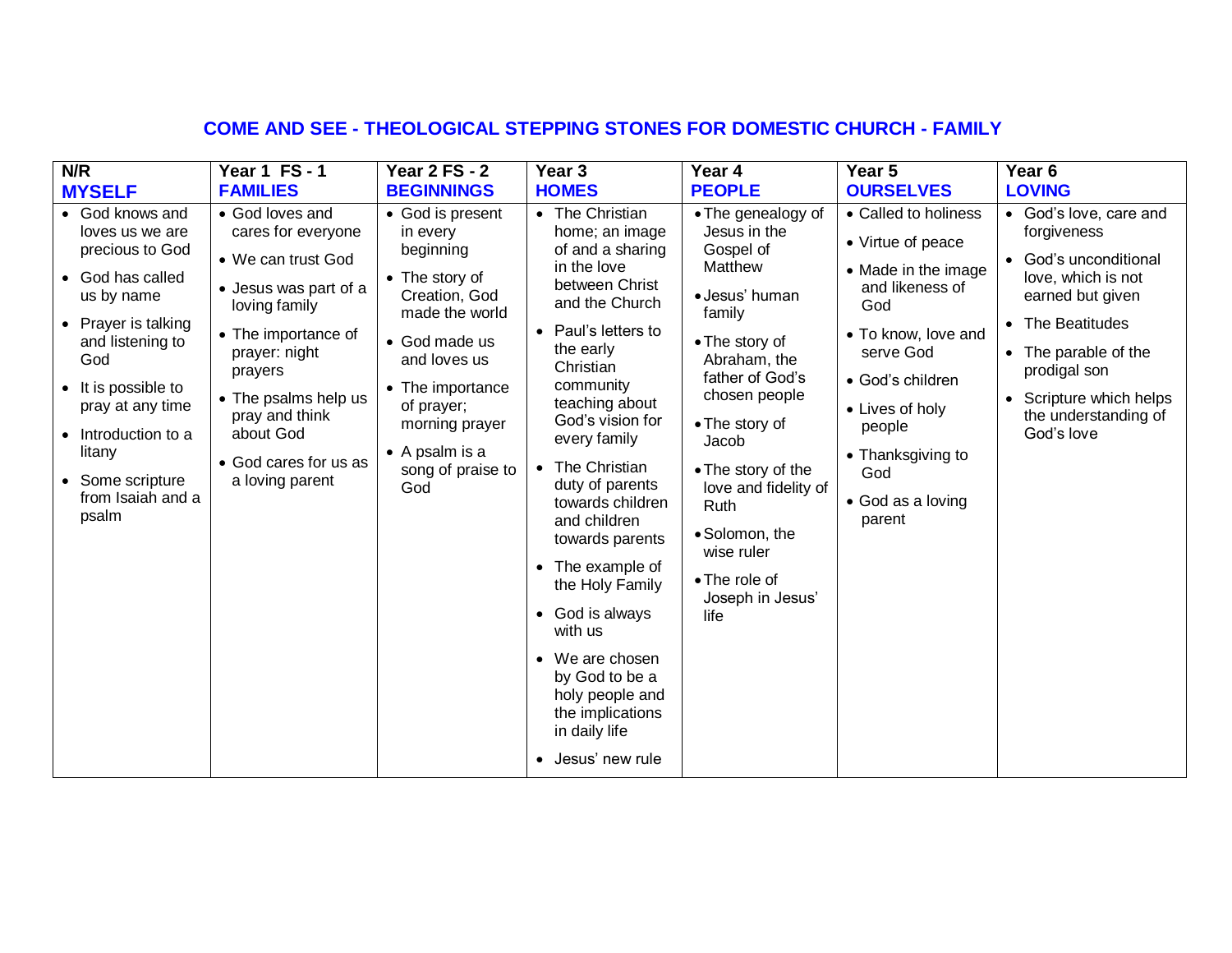# COME AND SEE - THEOLOGICAL STEPPING STONES FOR DOMESTIC CHURCH - FAMILY

| N/R<br>**MYSELF** | Year 1 FS - 1<br>**FAMILIES** | Year 2 FS - 2<br>**BEGINNINGS** | Year 3<br>**HOMES** | Year 4<br>**PEOPLE** | Year 5<br>**OURSELVES** | Year 6<br>**LOVING** |
|---|---|---|---|---|---|---|
| • God knows and loves us we are precious to God<br>• God has called us by name<br>• Prayer is talking and listening to God<br>• It is possible to pray at any time<br>• Introduction to a litany<br>• Some scripture from Isaiah and a psalm | • God loves and cares for everyone<br>• We can trust God<br>• Jesus was part of a loving family<br>• The importance of prayer: night prayers<br>• The psalms help us pray and think about God<br>• God cares for us as a loving parent | • God is present in every beginning<br>• The story of Creation, God made the world<br>• God made us and loves us<br>• The importance of prayer; morning prayer<br>• A psalm is a song of praise to God | • The Christian home; an image of and a sharing in the love between Christ and the Church<br>• Paul's letters to the early Christian community teaching about God's vision for every family<br>• The Christian duty of parents towards children and children towards parents<br>• The example of the Holy Family<br>• God is always with us<br>• We are chosen by God to be a holy people and the implications in daily life<br>• Jesus' new rule | • The genealogy of Jesus in the Gospel of Matthew<br>• Jesus' human family<br>• The story of Abraham, the father of God's chosen people<br>• The story of Jacob<br>• The story of the love and fidelity of Ruth<br>• Solomon, the wise ruler<br>• The role of Joseph in Jesus' life | • Called to holiness<br>• Virtue of peace<br>• Made in the image and likeness of God<br>• To know, love and serve God<br>• God's children<br>• Lives of holy people<br>• Thanksgiving to God<br>• God as a loving parent | • God's love, care and forgiveness<br>• God's unconditional love, which is not earned but given<br>• The Beatitudes<br>• The parable of the prodigal son<br>• Scripture which helps the understanding of God's love |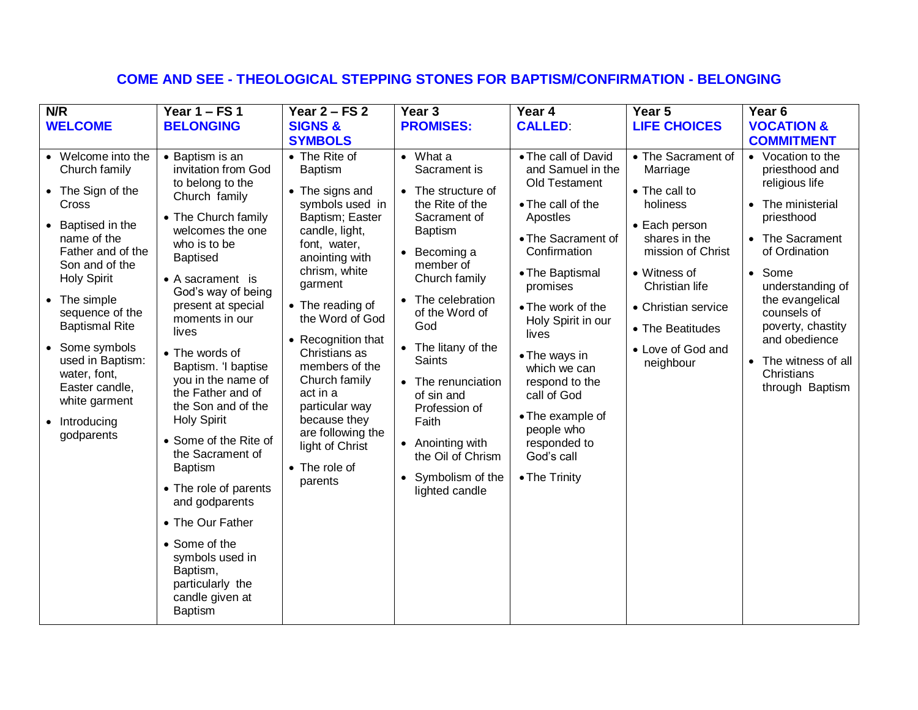# COME AND SEE - THEOLOGICAL STEPPING STONES FOR BAPTISM/CONFIRMATION - BELONGING

| N/R<br>**WELCOME** | Year 1 – FS 1<br>**BELONGING** | Year 2 – FS 2<br>**SIGNS & SYMBOLS** | Year 3<br>**PROMISES:** | Year 4<br>**CALLED:** | Year 5<br>**LIFE CHOICES** | Year 6<br>**VOCATION & COMMITMENT** |
|---|---|---|---|---|---|---|
| • Welcome into the Church family<br>• The Sign of the Cross<br>• Baptised in the name of the Father and of the Son and of the Holy Spirit<br>• The simple sequence of the Baptismal Rite<br>• Some symbols used in Baptism: water, font, Easter candle, white garment<br>• Introducing godparents | • Baptism is an invitation from God to belong to the Church family<br>• The Church family welcomes the one who is to be Baptised<br>• A sacrament is God's way of being present at special moments in our lives<br>• The words of Baptism. 'I baptise you in the name of the Father and of the Son and of the Holy Spirit<br>• Some of the Rite of the Sacrament of Baptism<br>• The role of parents and godparents<br>• The Our Father<br>• Some of the symbols used in Baptism, particularly the candle given at Baptism | • The Rite of Baptism<br>• The signs and symbols used in Baptism; Easter candle, light, font, water, anointing with chrism, white garment<br>• The reading of the Word of God<br>• Recognition that Christians as members of the Church family act in a particular way because they are following the light of Christ<br>• The role of parents | • What a Sacrament is<br>• The structure of the Rite of the Sacrament of Baptism<br>• Becoming a member of Church family<br>• The celebration of the Word of God<br>• The litany of the Saints<br>• The renunciation of sin and Profession of Faith<br>• Anointing with the Oil of Chrism<br>• Symbolism of the lighted candle | • The call of David and Samuel in the Old Testament<br>• The call of the Apostles<br>• The Sacrament of Confirmation<br>• The Baptismal promises<br>• The work of the Holy Spirit in our lives<br>• The ways in which we can respond to the call of God<br>• The example of people who responded to God's call<br>• The Trinity | • The Sacrament of Marriage<br>• The call to holiness<br>• Each person shares in the mission of Christ<br>• Witness of Christian life<br>• Christian service<br>• The Beatitudes<br>• Love of God and neighbour | • Vocation to the priesthood and religious life<br>• The ministerial priesthood<br>• The Sacrament of Ordination<br>• Some understanding of the evangelical counsels of poverty, chastity and obedience<br>• The witness of all Christians through Baptism |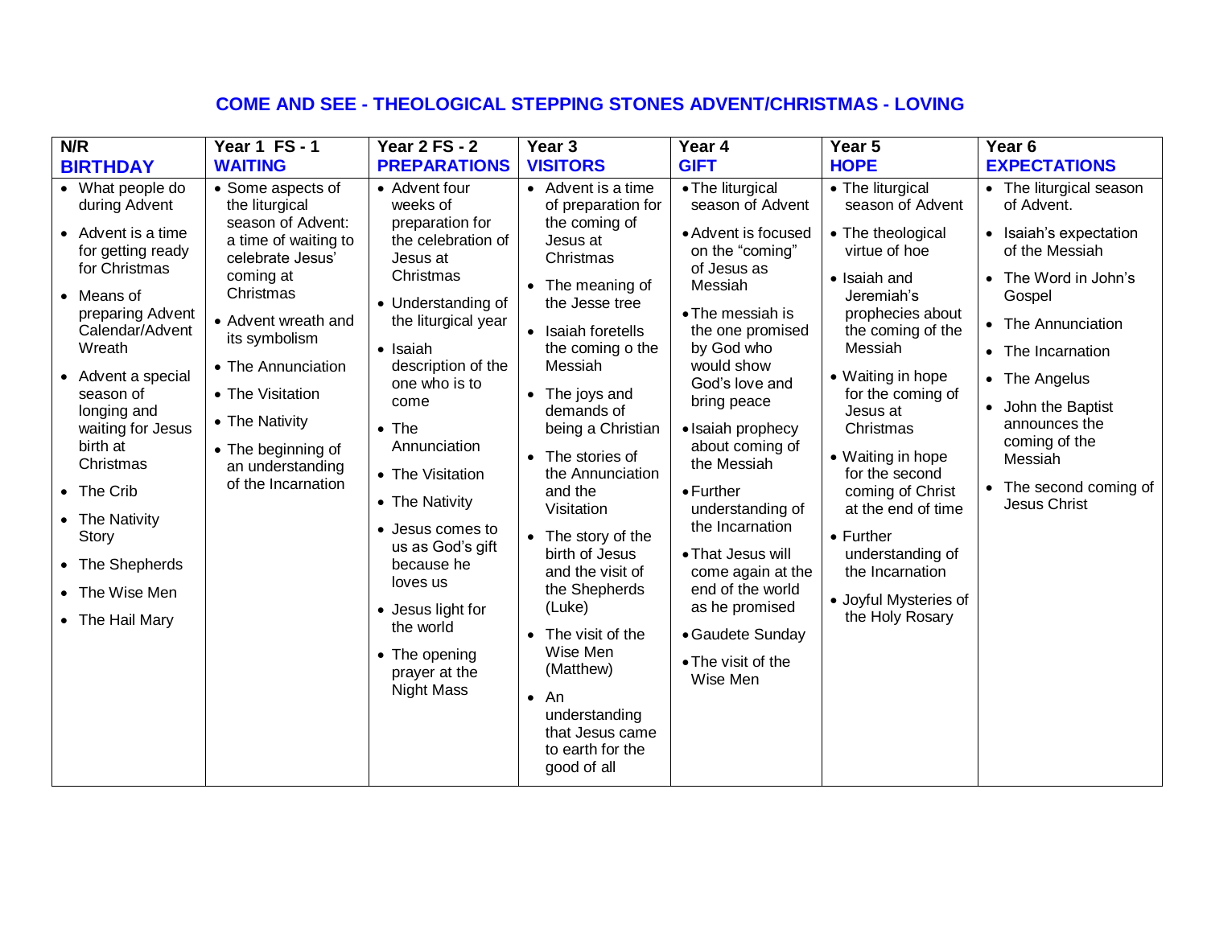# COME AND SEE - THEOLOGICAL STEPPING STONES ADVENT/CHRISTMAS - LOVING

| N/R<br>**BIRTHDAY** | Year 1 FS - 1<br>**WAITING** | Year 2 FS - 2<br>**PREPARATIONS** | Year 3<br>**VISITORS** | Year 4<br>**GIFT** | Year 5<br>**HOPE** | Year 6<br>**EXPECTATIONS** |
|---|---|---|---|---|---|---|
| • What people do during Advent<br>• Advent is a time for getting ready for Christmas<br>• Means of preparing Advent Calendar/Advent Wreath<br>• Advent a special season of longing and waiting for Jesus birth at Christmas<br>• The Crib<br>• The Nativity Story<br>• The Shepherds<br>• The Wise Men<br>• The Hail Mary | • Some aspects of the liturgical season of Advent: a time of waiting to celebrate Jesus' coming at Christmas<br>• Advent wreath and its symbolism<br>• The Annunciation<br>• The Visitation<br>• The Nativity<br>• The beginning of an understanding of the Incarnation | • Advent four weeks of preparation for the celebration of Jesus at Christmas<br>• Understanding of the liturgical year<br>• Isaiah description of the one who is to come<br>• The Annunciation<br>• The Visitation<br>• The Nativity<br>• Jesus comes to us as God's gift because he loves us<br>• Jesus light for the world<br>• The opening prayer at the Night Mass | • Advent is a time of preparation for the coming of Jesus at Christmas<br>• The meaning of the Jesse tree<br>• Isaiah foretells the coming o the Messiah<br>• The joys and demands of being a Christian<br>• The stories of the Annunciation and the Visitation<br>• The story of the birth of Jesus and the visit of the Shepherds (Luke)<br>• The visit of the Wise Men (Matthew)<br>• An understanding that Jesus came to earth for the good of all | • The liturgical season of Advent<br>• Advent is focused on the "coming" of Jesus as Messiah<br>• The messiah is the one promised by God who would show God's love and bring peace<br>• Isaiah prophecy about coming of the Messiah<br>• Further understanding of the Incarnation<br>• That Jesus will come again at the end of the world as he promised<br>• Gaudete Sunday<br>• The visit of the Wise Men | • The liturgical season of Advent<br>• The theological virtue of hoe<br>• Isaiah and Jeremiah's prophecies about the coming of the Messiah<br>• Waiting in hope for the coming of Jesus at Christmas<br>• Waiting in hope for the second coming of Christ at the end of time<br>• Further understanding of the Incarnation<br>• Joyful Mysteries of the Holy Rosary | • The liturgical season of Advent.<br>• Isaiah's expectation of the Messiah<br>• The Word in John's Gospel<br>• The Annunciation<br>• The Incarnation<br>• The Angelus<br>• John the Baptist announces the coming of the Messiah<br>• The second coming of Jesus Christ |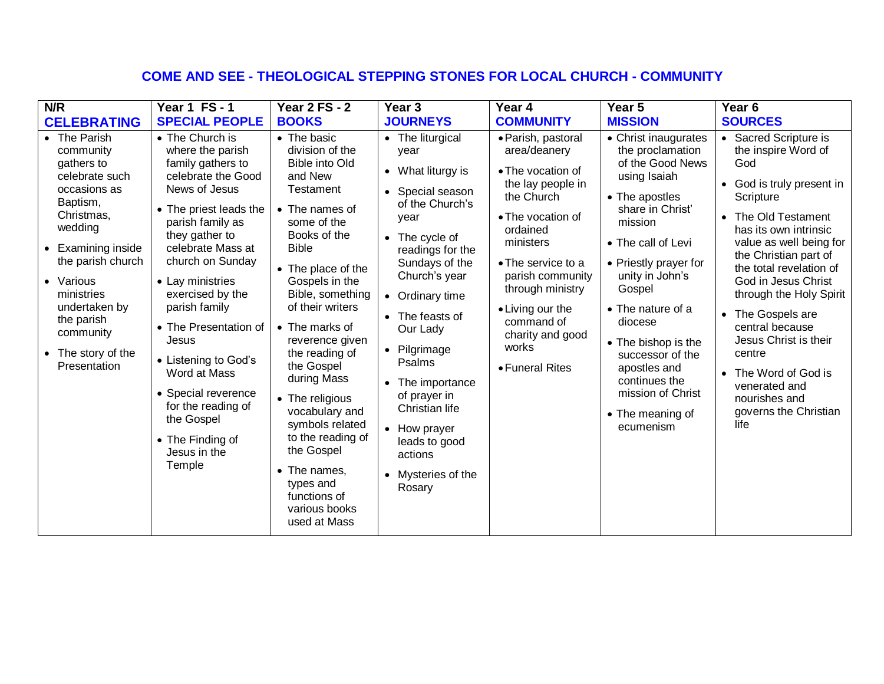# COME AND SEE - THEOLOGICAL STEPPING STONES FOR LOCAL CHURCH - COMMUNITY

| N/R **CELEBRATING** | Year 1 FS - 1 **SPECIAL PEOPLE** | Year 2 FS - 2 **BOOKS** | Year 3 **JOURNEYS** | Year 4 **COMMUNITY** | Year 5 **MISSION** | Year 6 **SOURCES** |
|---|---|---|---|---|---|---|
| • The Parish community gathers to celebrate such occasions as Baptism, Christmas, wedding<br>• Examining inside the parish church<br>• Various ministries undertaken by the parish community<br>• The story of the Presentation | • The Church is where the parish family gathers to celebrate the Good News of Jesus<br>• The priest leads the parish family as they gather to celebrate Mass at church on Sunday<br>• Lay ministries exercised by the parish family<br>• The Presentation of Jesus<br>• Listening to God's Word at Mass<br>• Special reverence for the reading of the Gospel<br>• The Finding of Jesus in the Temple | • The basic division of the Bible into Old and New Testament<br>• The names of some of the Books of the Bible<br>• The place of the Gospels in the Bible, something of their writers<br>• The marks of reverence given the reading of the Gospel during Mass<br>• The religious vocabulary and symbols related to the reading of the Gospel<br>• The names, types and functions of various books used at Mass | • The liturgical year<br>• What liturgy is<br>• Special season of the Church's year<br>• The cycle of readings for the Sundays of the Church's year<br>• Ordinary time<br>• The feasts of Our Lady<br>• Pilgrimage Psalms<br>• The importance of prayer in Christian life<br>• How prayer leads to good actions<br>• Mysteries of the Rosary | • Parish, pastoral area/deanery<br>• The vocation of the lay people in the Church<br>• The vocation of ordained ministers<br>• The service to a parish community through ministry<br>• Living our the command of charity and good works<br>• Funeral Rites | • Christ inaugurates the proclamation of the Good News using Isaiah<br>• The apostles share in Christ' mission<br>• The call of Levi<br>• Priestly prayer for unity in John's Gospel<br>• The nature of a diocese<br>• The bishop is the successor of the apostles and continues the mission of Christ<br>• The meaning of ecumenism | • Sacred Scripture is the inspire Word of God<br>• God is truly present in Scripture<br>• The Old Testament has its own intrinsic value as well being for the Christian part of the total revelation of God in Jesus Christ through the Holy Spirit<br>• The Gospels are central because Jesus Christ is their centre<br>• The Word of God is venerated and nourishes and governs the Christian life |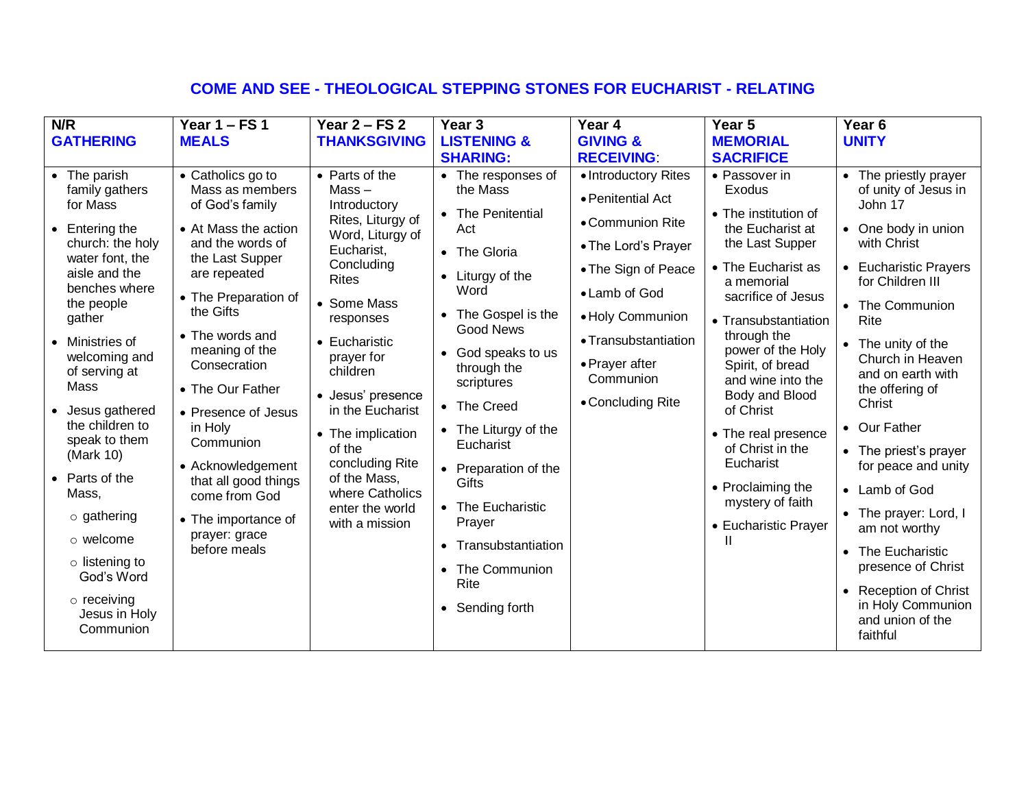## COME AND SEE - THEOLOGICAL STEPPING STONES FOR EUCHARIST - RELATING

| N/R<br>**GATHERING** | Year 1 – FS 1<br>**MEALS** | Year 2 – FS 2<br>**THANKSGIVING** | Year 3<br>**LISTENING & SHARING:** | Year 4<br>**GIVING & RECEIVING**: | Year 5<br>**MEMORIAL SACRIFICE** | Year 6<br>**UNITY** |
|---|---|---|---|---|---|---|
| • The parish family gathers for Mass<br>• Entering the church: the holy water font, the aisle and the benches where the people gather<br>• Ministries of welcoming and of serving at Mass<br>• Jesus gathered the children to speak to them (Mark 10)<br>• Parts of the Mass,<br>○ gathering<br>○ welcome<br>○ listening to God's Word<br>○ receiving Jesus in Holy Communion | • Catholics go to Mass as members of God's family<br>• At Mass the action and the words of the Last Supper are repeated<br>• The Preparation of the Gifts<br>• The words and meaning of the Consecration<br>• The Our Father<br>• Presence of Jesus in Holy Communion<br>• Acknowledgement that all good things come from God<br>• The importance of prayer: grace before meals | • Parts of the Mass – Introductory Rites, Liturgy of Word, Liturgy of Eucharist, Concluding Rites<br>• Some Mass responses<br>• Eucharistic prayer for children<br>• Jesus' presence in the Eucharist<br>• The implication of the concluding Rite of the Mass, where Catholics enter the world with a mission | • The responses of the Mass<br>• The Penitential Act<br>• The Gloria<br>• Liturgy of the Word<br>• The Gospel is the Good News<br>• God speaks to us through the scriptures<br>• The Creed<br>• The Liturgy of the Eucharist<br>• Preparation of the Gifts<br>• The Eucharistic Prayer<br>• Transubstantiation<br>• The Communion Rite<br>• Sending forth | • Introductory Rites<br>• Penitential Act<br>• Communion Rite<br>• The Lord's Prayer<br>• The Sign of Peace<br>• Lamb of God<br>• Holy Communion<br>• Transubstantiation<br>• Prayer after Communion<br>• Concluding Rite | • Passover in Exodus<br>• The institution of the Eucharist at the Last Supper<br>• The Eucharist as a memorial sacrifice of Jesus<br>• Transubstantiation through the power of the Holy Spirit, of bread and wine into the Body and Blood of Christ<br>• The real presence of Christ in the Eucharist<br>• Proclaiming the mystery of faith<br>• Eucharistic Prayer II | • The priestly prayer of unity of Jesus in John 17<br>• One body in union with Christ<br>• Eucharistic Prayers for Children III<br>• The Communion Rite<br>• The unity of the Church in Heaven and on earth with the offering of Christ<br>• Our Father<br>• The priest's prayer for peace and unity<br>• Lamb of God<br>• The prayer: Lord, I am not worthy<br>• The Eucharistic presence of Christ<br>• Reception of Christ in Holy Communion and union of the faithful |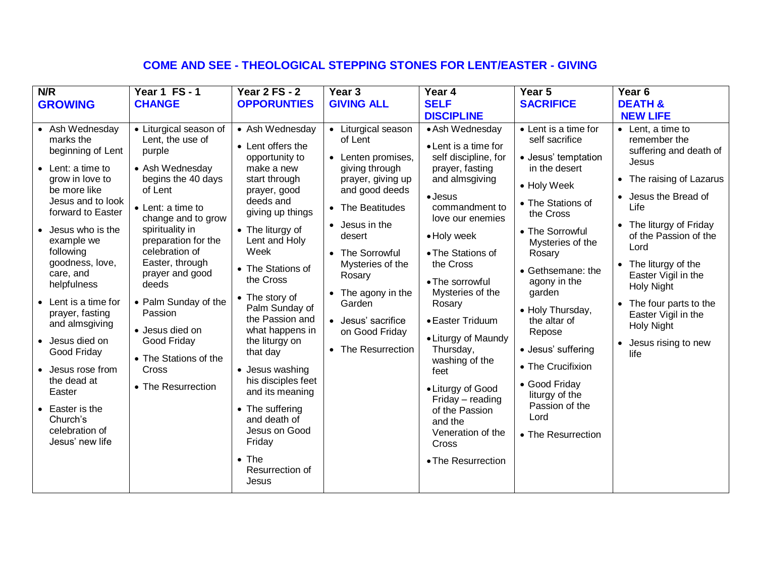## COME AND SEE - THEOLOGICAL STEPPING STONES FOR LENT/EASTER - GIVING

| N/R **GROWING** | Year 1 FS - 1 **CHANGE** | Year 2 FS - 2 **OPPORUNTIES** | Year 3 **GIVING ALL** | Year 4 **SELF DISCIPLINE** | Year 5 **SACRIFICE** | Year 6 **DEATH & NEW LIFE** |
|---|---|---|---|---|---|---|
| • Ash Wednesday marks the beginning of Lent<br>• Lent: a time to grow in love to be more like Jesus and to look forward to Easter<br>• Jesus who is the example we following goodness, love, care, and helpfulness<br>• Lent is a time for prayer, fasting and almsgiving<br>• Jesus died on Good Friday<br>• Jesus rose from the dead at Easter<br>• Easter is the Church's celebration of Jesus' new life | • Liturgical season of Lent, the use of purple<br>• Ash Wednesday begins the 40 days of Lent<br>• Lent: a time to change and to grow spirituality in preparation for the celebration of Easter, through prayer and good deeds<br>• Palm Sunday of the Passion<br>• Jesus died on Good Friday<br>• The Stations of the Cross<br>• The Resurrection | • Ash Wednesday<br>• Lent offers the opportunity to make a new start through prayer, good deeds and giving up things<br>• The liturgy of Lent and Holy Week<br>• The Stations of the Cross<br>• The story of Palm Sunday of the Passion and what happens in the liturgy on that day<br>• Jesus washing his disciples feet and its meaning<br>• The suffering and death of Jesus on Good Friday<br>• The Resurrection of Jesus | • Liturgical season of Lent<br>• Lenten promises, giving through prayer, giving up and good deeds<br>• The Beatitudes<br>• Jesus in the desert<br>• The Sorrowful Mysteries of the Rosary<br>• The agony in the Garden<br>• Jesus' sacrifice on Good Friday<br>• The Resurrection | • Ash Wednesday<br>• Lent is a time for self discipline, for prayer, fasting and almsgiving<br>• Jesus commandment to love our enemies<br>• Holy week<br>• The Stations of the Cross<br>• The sorrowful Mysteries of the Rosary<br>• Easter Triduum<br>• Liturgy of Maundy Thursday, washing of the feet<br>• Liturgy of Good Friday – reading of the Passion and the Veneration of the Cross<br>• The Resurrection | • Lent is a time for self sacrifice<br>• Jesus' temptation in the desert<br>• Holy Week<br>• The Stations of the Cross<br>• The Sorrowful Mysteries of the Rosary<br>• Gethsemane: the agony in the garden<br>• Holy Thursday, the altar of Repose<br>• Jesus' suffering<br>• The Crucifixion<br>• Good Friday liturgy of the Passion of the Lord<br>• The Resurrection | • Lent, a time to remember the suffering and death of Jesus<br>• The raising of Lazarus<br>• Jesus the Bread of Life<br>• The liturgy of Friday of the Passion of the Lord<br>• The liturgy of the Easter Vigil in the Holy Night<br>• The four parts to the Easter Vigil in the Holy Night<br>• Jesus rising to new life |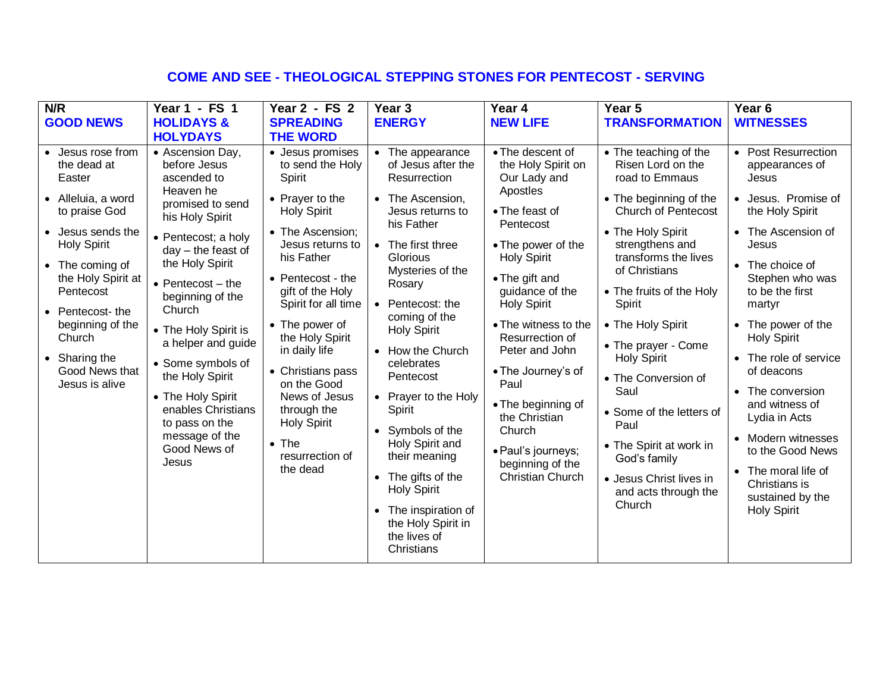# COME AND SEE - THEOLOGICAL STEPPING STONES FOR PENTECOST - SERVING

| N/R **GOOD NEWS** | Year 1 - FS 1 **HOLIDAYS & HOLYDAYS** | Year 2 - FS 2 **SPREADING THE WORD** | Year 3 **ENERGY** | Year 4 **NEW LIFE** | Year 5 **TRANSFORMATION** | Year 6 **WITNESSES** |
|---|---|---|---|---|---|---|
| • Jesus rose from the dead at Easter<br>• Alleluia, a word to praise God<br>• Jesus sends the Holy Spirit<br>• The coming of the Holy Spirit at Pentecost<br>• Pentecost- the beginning of the Church<br>• Sharing the Good News that Jesus is alive | • Ascension Day, before Jesus ascended to Heaven he promised to send his Holy Spirit<br>• Pentecost; a holy day – the feast of the Holy Spirit<br>• Pentecost – the beginning of the Church<br>• The Holy Spirit is a helper and guide<br>• Some symbols of the Holy Spirit<br>• The Holy Spirit enables Christians to pass on the message of the Good News of Jesus | • Jesus promises to send the Holy Spirit<br>• Prayer to the Holy Spirit<br>• The Ascension; Jesus returns to his Father<br>• Pentecost - the gift of the Holy Spirit for all time<br>• The power of the Holy Spirit in daily life<br>• Christians pass on the Good News of Jesus through the Holy Spirit<br>• The resurrection of the dead | • The appearance of Jesus after the Resurrection<br>• The Ascension, Jesus returns to his Father<br>• The first three Glorious Mysteries of the Rosary<br>• Pentecost: the coming of the Holy Spirit<br>• How the Church celebrates Pentecost<br>• Prayer to the Holy Spirit<br>• Symbols of the Holy Spirit and their meaning<br>• The gifts of the Holy Spirit<br>• The inspiration of the Holy Spirit in the lives of Christians | • The descent of the Holy Spirit on Our Lady and Apostles<br>• The feast of Pentecost<br>• The power of the Holy Spirit<br>• The gift and guidance of the Holy Spirit<br>• The witness to the Resurrection of Peter and John<br>• The Journey's of Paul<br>• The beginning of the Christian Church<br>• Paul's journeys; beginning of the Christian Church | • The teaching of the Risen Lord on the road to Emmaus<br>• The beginning of the Church of Pentecost<br>• The Holy Spirit strengthens and transforms the lives of Christians<br>• The fruits of the Holy Spirit<br>• The Holy Spirit<br>• The prayer - Come Holy Spirit<br>• The Conversion of Saul<br>• Some of the letters of Paul<br>• The Spirit at work in God's family<br>• Jesus Christ lives in and acts through the Church | • Post Resurrection appearances of Jesus<br>• Jesus. Promise of the Holy Spirit<br>• The Ascension of Jesus<br>• The choice of Stephen who was to be the first martyr<br>• The power of the Holy Spirit<br>• The role of service of deacons<br>• The conversion and witness of Lydia in Acts<br>• Modern witnesses to the Good News<br>• The moral life of Christians is sustained by the Holy Spirit |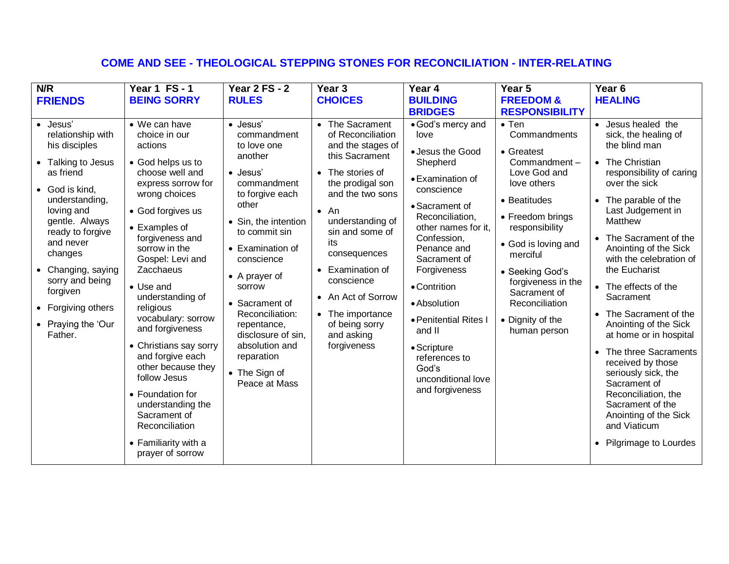## COME AND SEE - THEOLOGICAL STEPPING STONES FOR RECONCILIATION - INTER-RELATING

| N/R **FRIENDS** | Year 1 FS - 1 **BEING SORRY** | Year 2 FS - 2 **RULES** | Year 3 **CHOICES** | Year 4 **BUILDING BRIDGES** | Year 5 **FREEDOM & RESPONSIBILITY** | Year 6 **HEALING** |
|---|---|---|---|---|---|---|
| • Jesus' relationship with his disciples<br>• Talking to Jesus as friend<br>• God is kind, understanding, loving and gentle. Always ready to forgive and never changes<br>• Changing, saying sorry and being forgiven<br>• Forgiving others<br>• Praying the 'Our Father. | • We can have choice in our actions<br>• God helps us to choose well and express sorrow for wrong choices<br>• God forgives us<br>• Examples of forgiveness and sorrow in the Gospel: Levi and Zacchaeus<br>• Use and understanding of religious vocabulary: sorrow and forgiveness<br>• Christians say sorry and forgive each other because they follow Jesus<br>• Foundation for understanding the Sacrament of Reconciliation<br>• Familiarity with a prayer of sorrow | • Jesus' commandment to love one another<br>• Jesus' commandment to forgive each other<br>• Sin, the intention to commit sin<br>• Examination of conscience<br>• A prayer of sorrow<br>• Sacrament of Reconciliation: repentance, disclosure of sin, absolution and reparation<br>• The Sign of Peace at Mass | • The Sacrament of Reconciliation and the stages of this Sacrament<br>• The stories of the prodigal son and the two sons<br>• An understanding of sin and some of its consequences<br>• Examination of conscience<br>• An Act of Sorrow<br>• The importance of being sorry and asking forgiveness | • God's mercy and love<br>• Jesus the Good Shepherd<br>• Examination of conscience<br>• Sacrament of Reconciliation, other names for it, Confession, Penance and Sacrament of Forgiveness<br>• Contrition<br>• Absolution<br>• Penitential Rites I and II<br>• Scripture references to God's unconditional love and forgiveness | • Ten Commandments<br>• Greatest Commandment – Love God and love others<br>• Beatitudes<br>• Freedom brings responsibility<br>• God is loving and merciful<br>• Seeking God's forgiveness in the Sacrament of Reconciliation<br>• Dignity of the human person | • Jesus healed the sick, the healing of the blind man<br>• The Christian responsibility of caring over the sick<br>• The parable of the Last Judgement in Matthew<br>• The Sacrament of the Anointing of the Sick with the celebration of the Eucharist<br>• The effects of the Sacrament<br>• The Sacrament of the Anointing of the Sick at home or in hospital<br>• The three Sacraments received by those seriously sick, the Sacrament of Reconciliation, the Sacrament of the Anointing of the Sick and Viaticum<br>• Pilgrimage to Lourdes |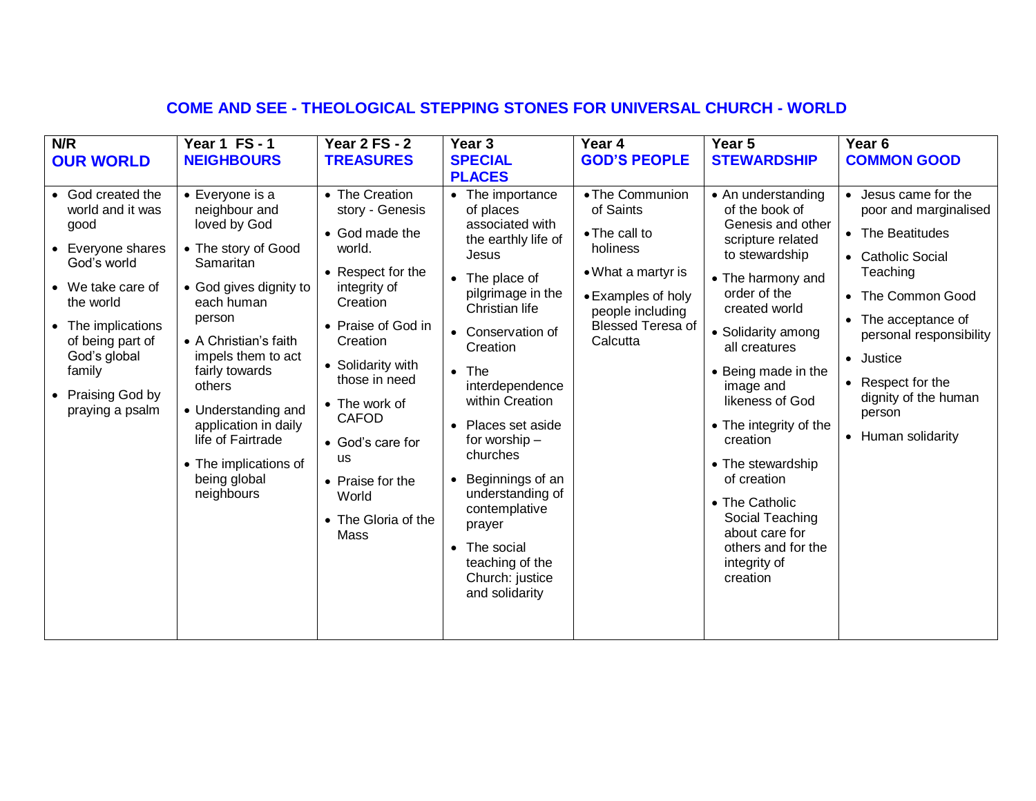# COME AND SEE - THEOLOGICAL STEPPING STONES FOR UNIVERSAL CHURCH - WORLD

| N/R<br>**OUR WORLD** | Year 1 FS - 1<br>**NEIGHBOURS** | Year 2 FS - 2<br>**TREASURES** | Year 3<br>**SPECIAL PLACES** | Year 4<br>**GOD'S PEOPLE** | Year 5<br>**STEWARDSHIP** | Year 6<br>**COMMON GOOD** |
|---|---|---|---|---|---|---|
| • God created the world and it was good<br>• Everyone shares God's world<br>• We take care of the world<br>• The implications of being part of God's global family<br>• Praising God by praying a psalm | • Everyone is a neighbour and loved by God<br>• The story of Good Samaritan<br>• God gives dignity to each human person<br>• A Christian's faith impels them to act fairly towards others<br>• Understanding and application in daily life of Fairtrade<br>• The implications of being global neighbours | • The Creation story - Genesis<br>• God made the world.<br>• Respect for the integrity of Creation<br>• Praise of God in Creation<br>• Solidarity with those in need<br>• The work of CAFOD<br>• God's care for us<br>• Praise for the World<br>• The Gloria of the Mass | • The importance of places associated with the earthly life of Jesus<br>• The place of pilgrimage in the Christian life<br>• Conservation of Creation<br>• The interdependence within Creation<br>• Places set aside for worship – churches<br>• Beginnings of an understanding of contemplative prayer<br>• The social teaching of the Church: justice and solidarity | • The Communion of Saints<br>• The call to holiness<br>• What a martyr is<br>• Examples of holy people including Blessed Teresa of Calcutta | • An understanding of the book of Genesis and other scripture related to stewardship<br>• The harmony and order of the created world<br>• Solidarity among all creatures<br>• Being made in the image and likeness of God<br>• The integrity of the creation<br>• The stewardship of creation<br>• The Catholic Social Teaching about care for others and for the integrity of creation | • Jesus came for the poor and marginalised<br>• The Beatitudes<br>• Catholic Social Teaching<br>• The Common Good<br>• The acceptance of personal responsibility<br>• Justice<br>• Respect for the dignity of the human person<br>• Human solidarity |